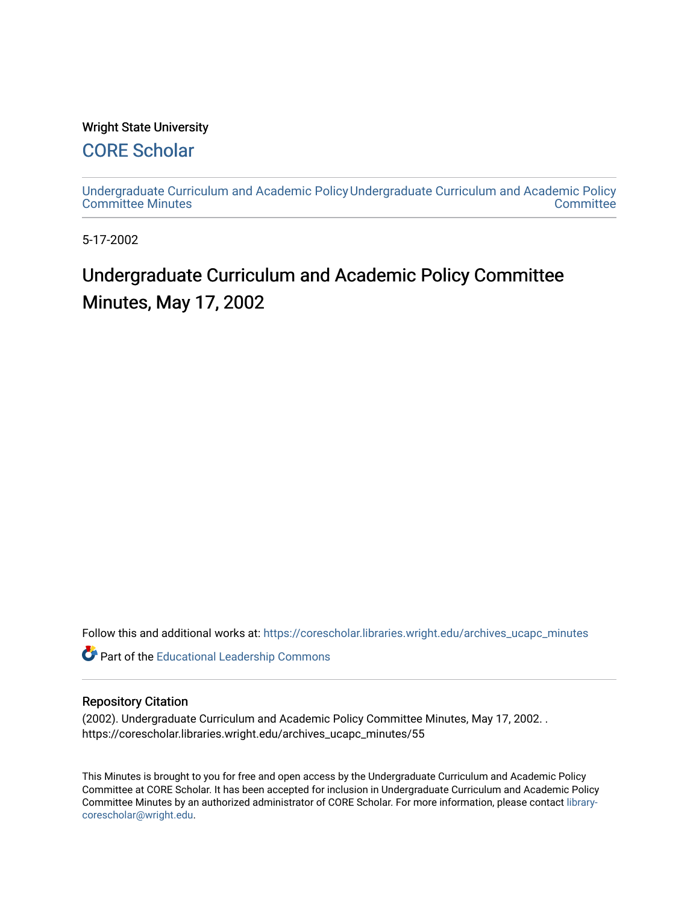Wright State University

# CORE Scholar

Undergraduate Curriculum and Academic Policy Committee Minutes

Undergraduate Curriculum and Academic Policy Committee

5-17-2002

# Undergraduate Curriculum and Academic Policy Committee Minutes, May 17, 2002

Follow this and additional works at: https://corescholar.libraries.wright.edu/archives_ucapc_minutes

Part of the Educational Leadership Commons

## Repository Citation

(2002). Undergraduate Curriculum and Academic Policy Committee Minutes, May 17, 2002. . https://corescholar.libraries.wright.edu/archives_ucapc_minutes/55

This Minutes is brought to you for free and open access by the Undergraduate Curriculum and Academic Policy Committee at CORE Scholar. It has been accepted for inclusion in Undergraduate Curriculum and Academic Policy Committee Minutes by an authorized administrator of CORE Scholar. For more information, please contact library-corescholar@wright.edu.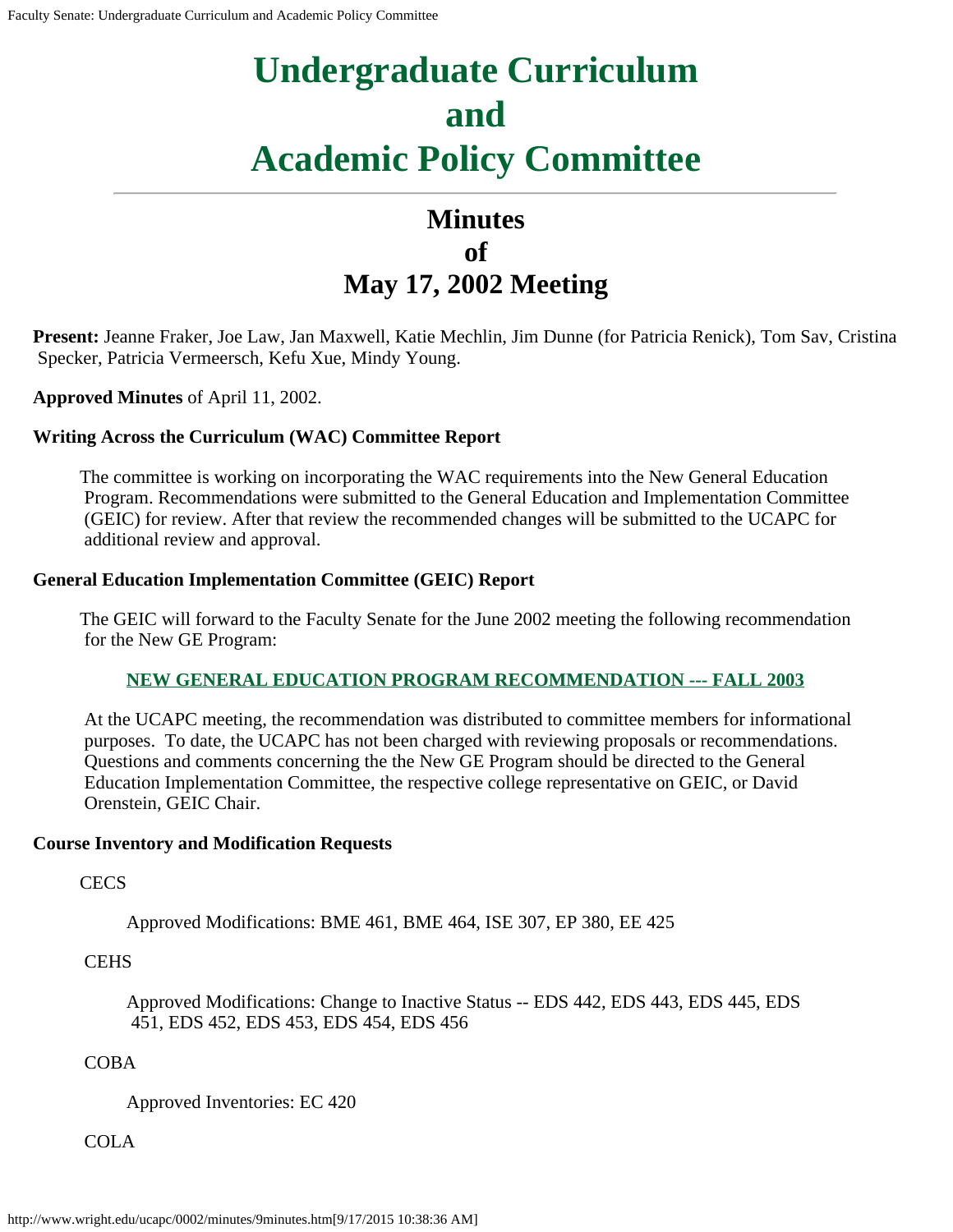# Undergraduate Curriculum and Academic Policy Committee

## Minutes of May 17, 2002 Meeting

**Present:** Jeanne Fraker, Joe Law, Jan Maxwell, Katie Mechlin, Jim Dunne (for Patricia Renick), Tom Sav, Cristina Specker, Patricia Vermeersch, Kefu Xue, Mindy Young.

**Approved Minutes** of April 11, 2002.

**Writing Across the Curriculum (WAC) Committee Report**

The committee is working on incorporating the WAC requirements into the New General Education Program. Recommendations were submitted to the General Education and Implementation Committee (GEIC) for review. After that review the recommended changes will be submitted to the UCAPC for additional review and approval.

**General Education Implementation Committee (GEIC) Report**

The GEIC will forward to the Faculty Senate for the June 2002 meeting the following recommendation for the New GE Program:

NEW GENERAL EDUCATION PROGRAM RECOMMENDATION --- FALL 2003

At the UCAPC meeting, the recommendation was distributed to committee members for informational purposes. To date, the UCAPC has not been charged with reviewing proposals or recommendations. Questions and comments concerning the the New GE Program should be directed to the General Education Implementation Committee, the respective college representative on GEIC, or David Orenstein, GEIC Chair.

**Course Inventory and Modification Requests**

CECS

Approved Modifications: BME 461, BME 464, ISE 307, EP 380, EE 425

CEHS

Approved Modifications: Change to Inactive Status -- EDS 442, EDS 443, EDS 445, EDS 451, EDS 452, EDS 453, EDS 454, EDS 456

COBA

Approved Inventories: EC 420

COLA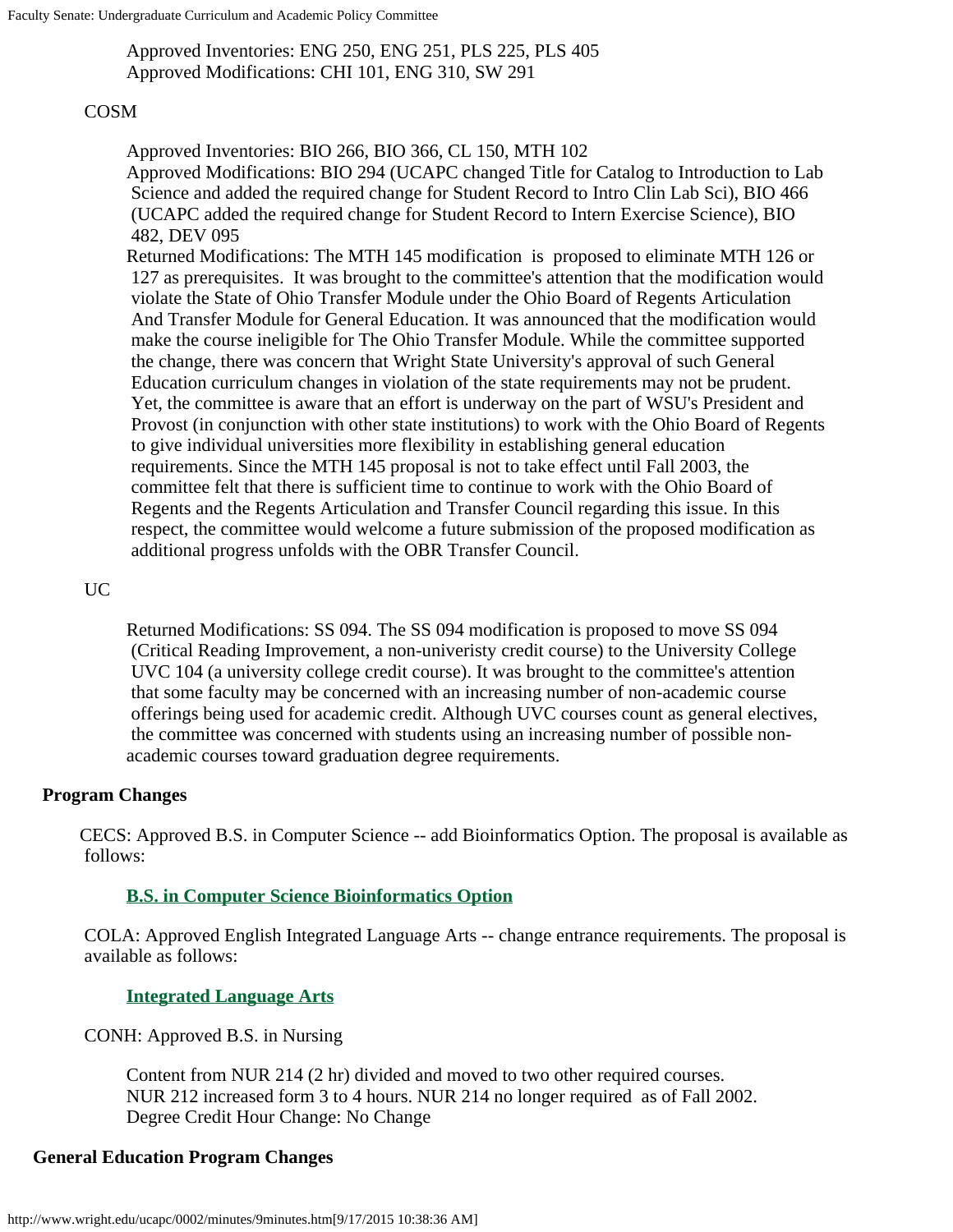Approved Inventories: ENG 250, ENG 251, PLS 225, PLS 405
Approved Modifications: CHI 101, ENG 310, SW 291

COSM

Approved Inventories: BIO 266, BIO 366, CL 150, MTH 102
Approved Modifications: BIO 294 (UCAPC changed Title for Catalog to Introduction to Lab Science and added the required change for Student Record to Intro Clin Lab Sci), BIO 466 (UCAPC added the required change for Student Record to Intern Exercise Science), BIO 482, DEV 095
Returned Modifications: The MTH 145 modification is proposed to eliminate MTH 126 or 127 as prerequisites. It was brought to the committee's attention that the modification would violate the State of Ohio Transfer Module under the Ohio Board of Regents Articulation And Transfer Module for General Education. It was announced that the modification would make the course ineligible for The Ohio Transfer Module. While the committee supported the change, there was concern that Wright State University's approval of such General Education curriculum changes in violation of the state requirements may not be prudent. Yet, the committee is aware that an effort is underway on the part of WSU's President and Provost (in conjunction with other state institutions) to work with the Ohio Board of Regents to give individual universities more flexibility in establishing general education requirements. Since the MTH 145 proposal is not to take effect until Fall 2003, the committee felt that there is sufficient time to continue to work with the Ohio Board of Regents and the Regents Articulation and Transfer Council regarding this issue. In this respect, the committee would welcome a future submission of the proposed modification as additional progress unfolds with the OBR Transfer Council.

UC

Returned Modifications: SS 094. The SS 094 modification is proposed to move SS 094 (Critical Reading Improvement, a non-univeristy credit course) to the University College UVC 104 (a university college credit course). It was brought to the committee's attention that some faculty may be concerned with an increasing number of non-academic course offerings being used for academic credit. Although UVC courses count as general electives, the committee was concerned with students using an increasing number of possible non-academic courses toward graduation degree requirements.

**Program Changes**

CECS: Approved B.S. in Computer Science -- add Bioinformatics Option. The proposal is available as follows:

**B.S. in Computer Science Bioinformatics Option**

COLA: Approved English Integrated Language Arts -- change entrance requirements. The proposal is available as follows:

**Integrated Language Arts**

CONH: Approved B.S. in Nursing

Content from NUR 214 (2 hr) divided and moved to two other required courses.
NUR 212 increased form 3 to 4 hours. NUR 214 no longer required as of Fall 2002.
Degree Credit Hour Change: No Change

**General Education Program Changes**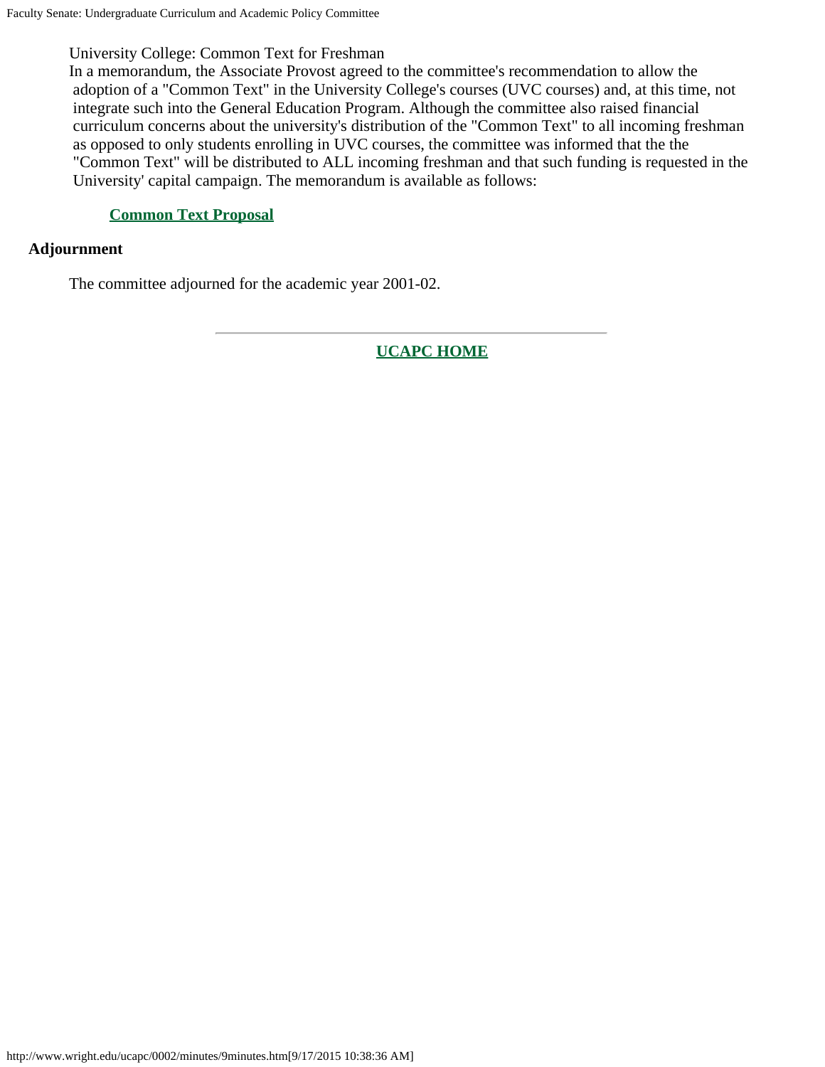University College: Common Text for Freshman

In a memorandum, the Associate Provost agreed to the committee's recommendation to allow the adoption of a "Common Text" in the University College's courses (UVC courses) and, at this time, not integrate such into the General Education Program. Although the committee also raised financial curriculum concerns about the university's distribution of the "Common Text" to all incoming freshman as opposed to only students enrolling in UVC courses, the committee was informed that the the "Common Text" will be distributed to ALL incoming freshman and that such funding is requested in the University' capital campaign. The memorandum is available as follows:

**Common Text Proposal**

**Adjournment**

The committee adjourned for the academic year 2001-02.

---

**UCAPC HOME**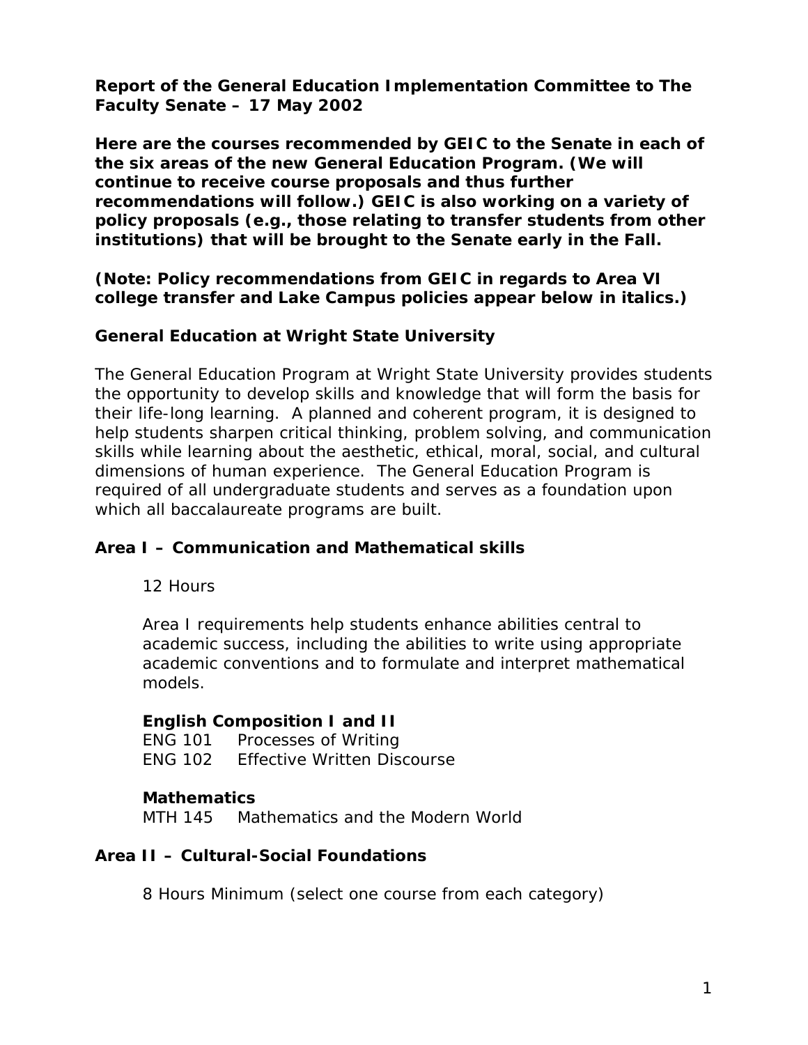**Report of the General Education Implementation Committee to The Faculty Senate – 17 May 2002**

**Here are the courses recommended by GEIC to the Senate in each of the six areas of the new General Education Program. (We will continue to receive course proposals and thus further recommendations will follow.) GEIC is also working on a variety of policy proposals (e.g., those relating to transfer students from other institutions) that will be brought to the Senate early in the Fall.**

**(Note: Policy recommendations from GEIC in regards to Area VI college transfer and Lake Campus policies appear below in italics.)**

## General Education at Wright State University

The General Education Program at Wright State University provides students the opportunity to develop skills and knowledge that will form the basis for their life-long learning. A planned and coherent program, it is designed to help students sharpen critical thinking, problem solving, and communication skills while learning about the aesthetic, ethical, moral, social, and cultural dimensions of human experience. The General Education Program is required of all undergraduate students and serves as a foundation upon which all baccalaureate programs are built.

## Area I – Communication and Mathematical skills

12 Hours

Area I requirements help students enhance abilities central to academic success, including the abilities to write using appropriate academic conventions and to formulate and interpret mathematical models.

**English Composition I and II**

ENG 101 Processes of Writing
ENG 102 Effective Written Discourse

**Mathematics**

MTH 145 Mathematics and the Modern World

## Area II – Cultural-Social Foundations

8 Hours Minimum (select one course from each category)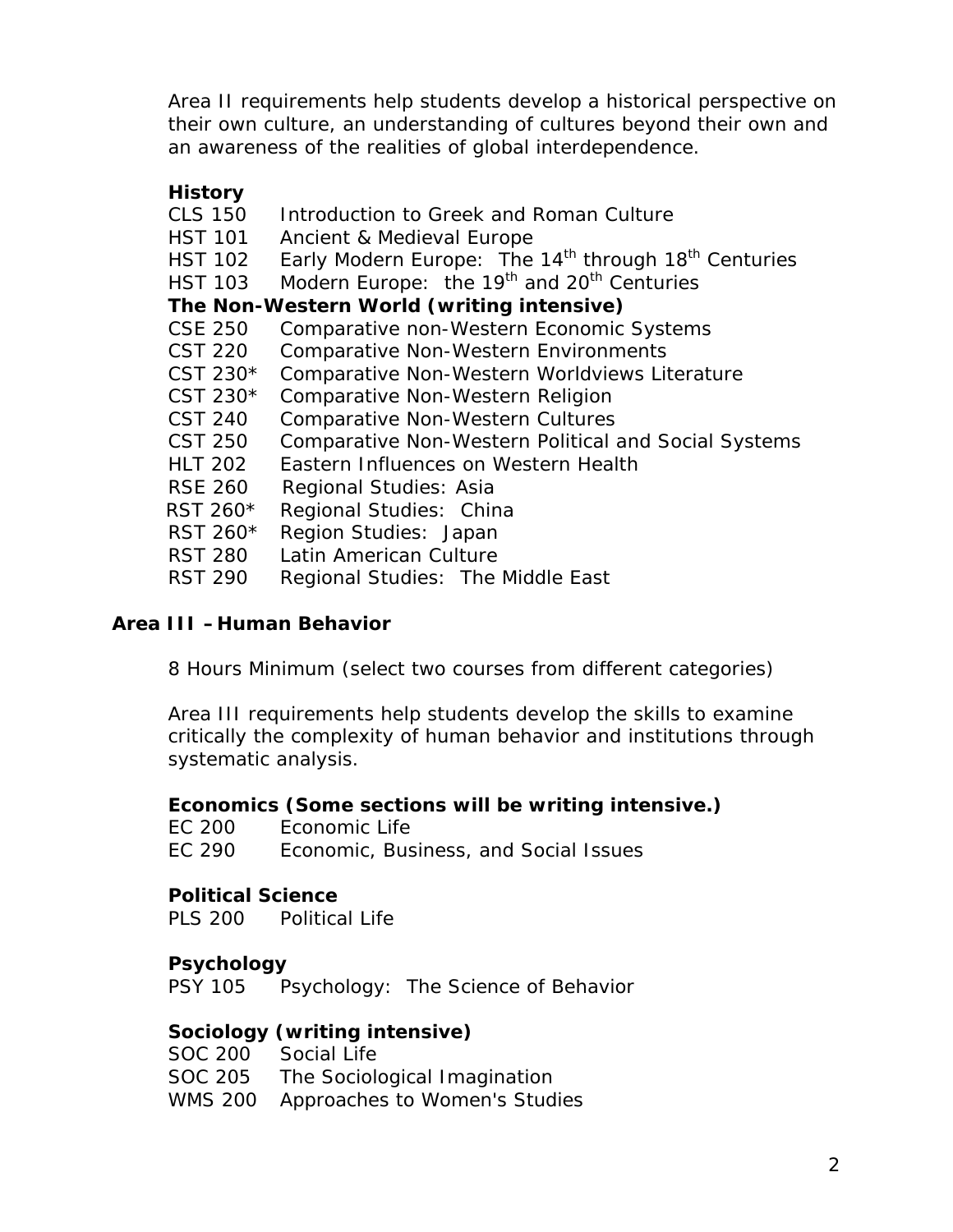Area II requirements help students develop a historical perspective on their own culture, an understanding of cultures beyond their own and an awareness of the realities of global interdependence.

**History**

| | |
|---|---|
| CLS 150 | Introduction to Greek and Roman Culture |
| HST 101 | Ancient & Medieval Europe |
| HST 102 | Early Modern Europe: The 14th through 18th Centuries |
| HST 103 | Modern Europe: the 19th and 20th Centuries |

**The Non-Western World (writing intensive)**

| | |
|---|---|
| CSE 250 | Comparative non-Western Economic Systems |
| CST 220 | Comparative Non-Western Environments |
| CST 230* | Comparative Non-Western Worldviews Literature |
| CST 230* | Comparative Non-Western Religion |
| CST 240 | Comparative Non-Western Cultures |
| CST 250 | Comparative Non-Western Political and Social Systems |
| HLT 202 | Eastern Influences on Western Health |
| RSE 260 | Regional Studies: Asia |
| RST 260* | Regional Studies: China |
| RST 260* | Region Studies: Japan |
| RST 280 | Latin American Culture |
| RST 290 | Regional Studies: The Middle East |

## Area III – Human Behavior

8 Hours Minimum (select two courses from different categories)

Area III requirements help students develop the skills to examine critically the complexity of human behavior and institutions through systematic analysis.

**Economics (Some sections will be writing intensive.)**

| | |
|---|---|
| EC 200 | Economic Life |
| EC 290 | Economic, Business, and Social Issues |

**Political Science**

| | |
|---|---|
| PLS 200 | Political Life |

**Psychology**

| | |
|---|---|
| PSY 105 | Psychology: The Science of Behavior |

**Sociology (writing intensive)**

| | |
|---|---|
| SOC 200 | Social Life |
| SOC 205 | The Sociological Imagination |
| WMS 200 | Approaches to Women's Studies |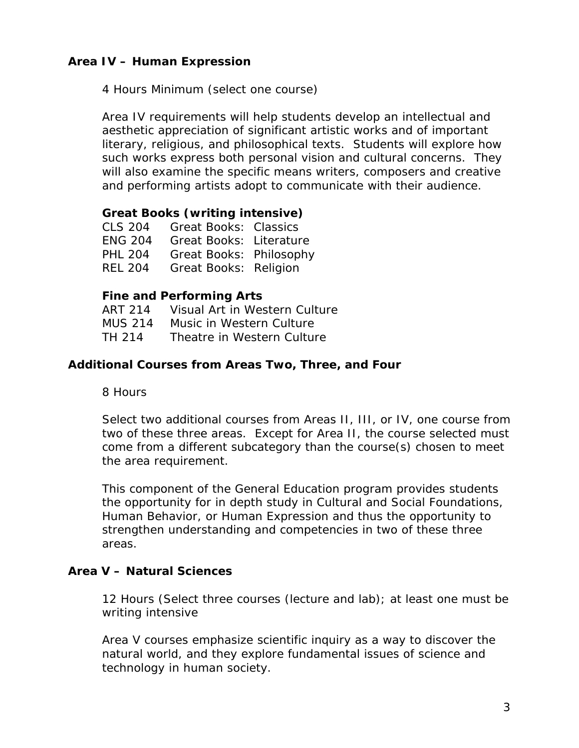## Area IV – Human Expression

4 Hours Minimum (select one course)

Area IV requirements will help students develop an intellectual and aesthetic appreciation of significant artistic works and of important literary, religious, and philosophical texts. Students will explore how such works express both personal vision and cultural concerns. They will also examine the specific means writers, composers and creative and performing artists adopt to communicate with their audience.

### Great Books (writing intensive)

| | |
|---|---|
| CLS 204 | Great Books: Classics |
| ENG 204 | Great Books: Literature |
| PHL 204 | Great Books: Philosophy |
| REL 204 | Great Books: Religion |

### Fine and Performing Arts

| | |
|---|---|
| ART 214 | Visual Art in Western Culture |
| MUS 214 | Music in Western Culture |
| TH 214 | Theatre in Western Culture |

## Additional Courses from Areas Two, Three, and Four

8 Hours

Select two additional courses from Areas II, III, or IV, one course from two of these three areas. Except for Area II, the course selected must come from a different subcategory than the course(s) chosen to meet the area requirement.

This component of the General Education program provides students the opportunity for in depth study in Cultural and Social Foundations, Human Behavior, or Human Expression and thus the opportunity to strengthen understanding and competencies in two of these three areas.

## Area V – Natural Sciences

12 Hours (Select three courses (lecture and lab); at least one must be writing intensive

Area V courses emphasize scientific inquiry as a way to discover the natural world, and they explore fundamental issues of science and technology in human society.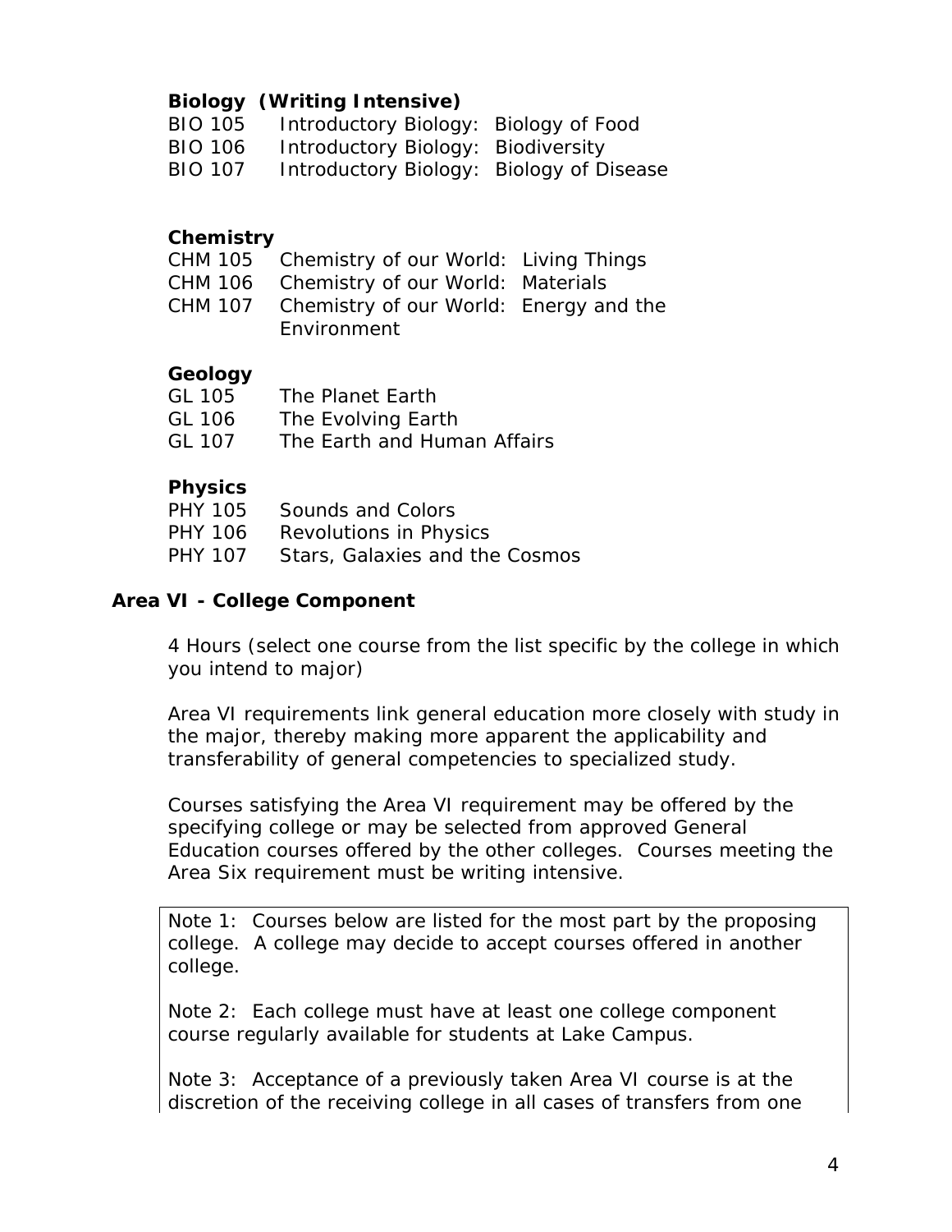**Biology (Writing Intensive)**

BIO 105 Introductory Biology: Biology of Food
BIO 106 Introductory Biology: Biodiversity
BIO 107 Introductory Biology: Biology of Disease

**Chemistry**

CHM 105 Chemistry of our World: Living Things
CHM 106 Chemistry of our World: Materials
CHM 107 Chemistry of our World: Energy and the Environment

**Geology**

GL 105 The Planet Earth
GL 106 The Evolving Earth
GL 107 The Earth and Human Affairs

**Physics**

PHY 105 Sounds and Colors
PHY 106 Revolutions in Physics
PHY 107 Stars, Galaxies and the Cosmos

### Area VI - College Component

4 Hours (select one course from the list specific by the college in which you intend to major)

Area VI requirements link general education more closely with study in the major, thereby making more apparent the applicability and transferability of general competencies to specialized study.

Courses satisfying the Area VI requirement may be offered by the specifying college or may be selected from approved General Education courses offered by the other colleges. Courses meeting the Area Six requirement must be writing intensive.

Note 1: Courses below are listed for the most part by the proposing college. A college may decide to accept courses offered in another college.

Note 2: Each college must have at least one college component course regularly available for students at Lake Campus.

Note 3: Acceptance of a previously taken Area VI course is at the discretion of the receiving college in all cases of transfers from one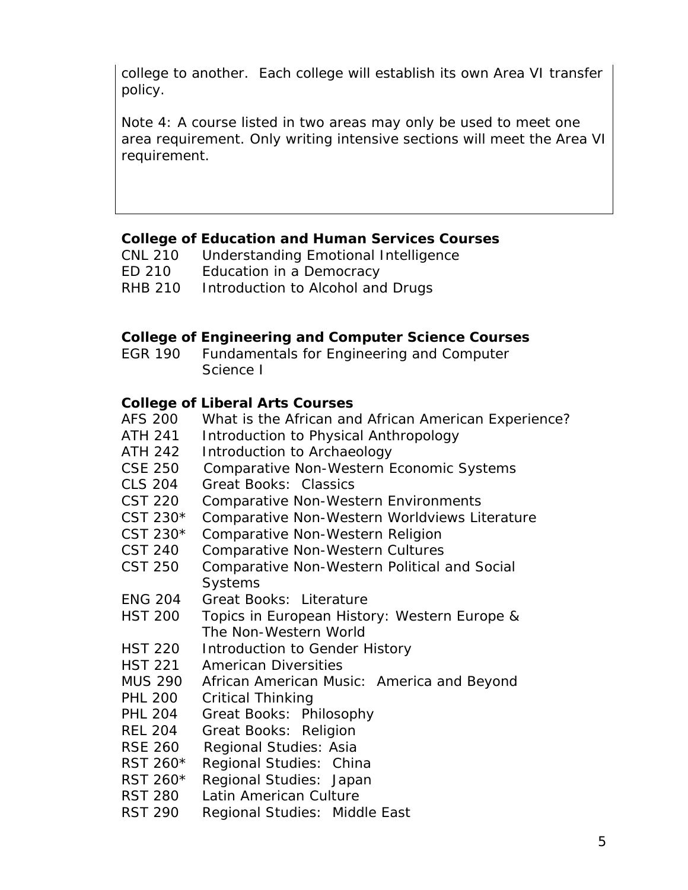college to another. Each college will establish its own Area VI transfer policy.

Note 4: A course listed in two areas may only be used to meet one area requirement. Only writing intensive sections will meet the Area VI requirement.

**College of Education and Human Services Courses**

CNL 210 Understanding Emotional Intelligence
ED 210 Education in a Democracy
RHB 210 Introduction to Alcohol and Drugs

**College of Engineering and Computer Science Courses**

EGR 190 Fundamentals for Engineering and Computer Science I

**College of Liberal Arts Courses**

AFS 200 What is the African and African American Experience?
ATH 241 Introduction to Physical Anthropology
ATH 242 Introduction to Archaeology
CSE 250 Comparative Non-Western Economic Systems
CLS 204 Great Books: Classics
CST 220 Comparative Non-Western Environments
CST 230* Comparative Non-Western Worldviews Literature
CST 230* Comparative Non-Western Religion
CST 240 Comparative Non-Western Cultures
CST 250 Comparative Non-Western Political and Social Systems
ENG 204 Great Books: Literature
HST 200 Topics in European History: Western Europe & The Non-Western World
HST 220 Introduction to Gender History
HST 221 American Diversities
MUS 290 African American Music: America and Beyond
PHL 200 Critical Thinking
PHL 204 Great Books: Philosophy
REL 204 Great Books: Religion
RSE 260 Regional Studies: Asia
RST 260* Regional Studies: China
RST 260* Regional Studies: Japan
RST 280 Latin American Culture
RST 290 Regional Studies: Middle East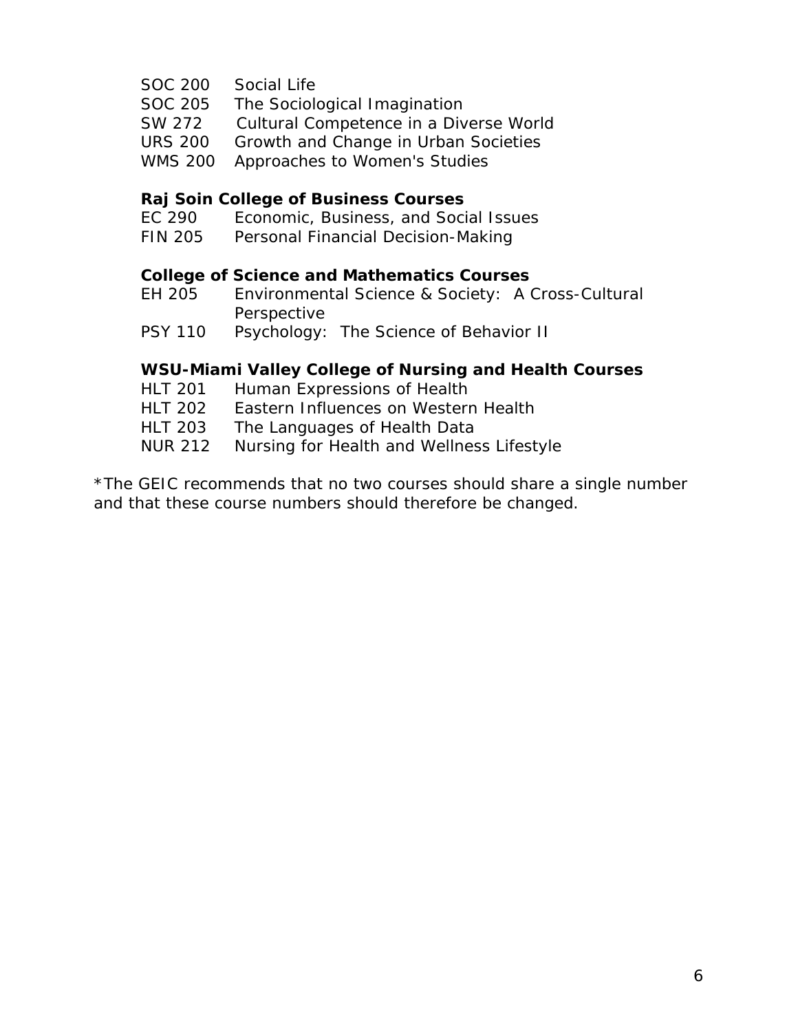SOC 200 Social Life
SOC 205 The Sociological Imagination
SW 272 Cultural Competence in a Diverse World
URS 200 Growth and Change in Urban Societies
WMS 200 Approaches to Women's Studies

**Raj Soin College of Business Courses**

EC 290 Economic, Business, and Social Issues
FIN 205 Personal Financial Decision-Making

**College of Science and Mathematics Courses**

EH 205 Environmental Science & Society: A Cross-Cultural Perspective
PSY 110 Psychology: The Science of Behavior II

**WSU-Miami Valley College of Nursing and Health Courses**

HLT 201 Human Expressions of Health
HLT 202 Eastern Influences on Western Health
HLT 203 The Languages of Health Data
NUR 212 Nursing for Health and Wellness Lifestyle

*The GEIC recommends that no two courses should share a single number and that these course numbers should therefore be changed.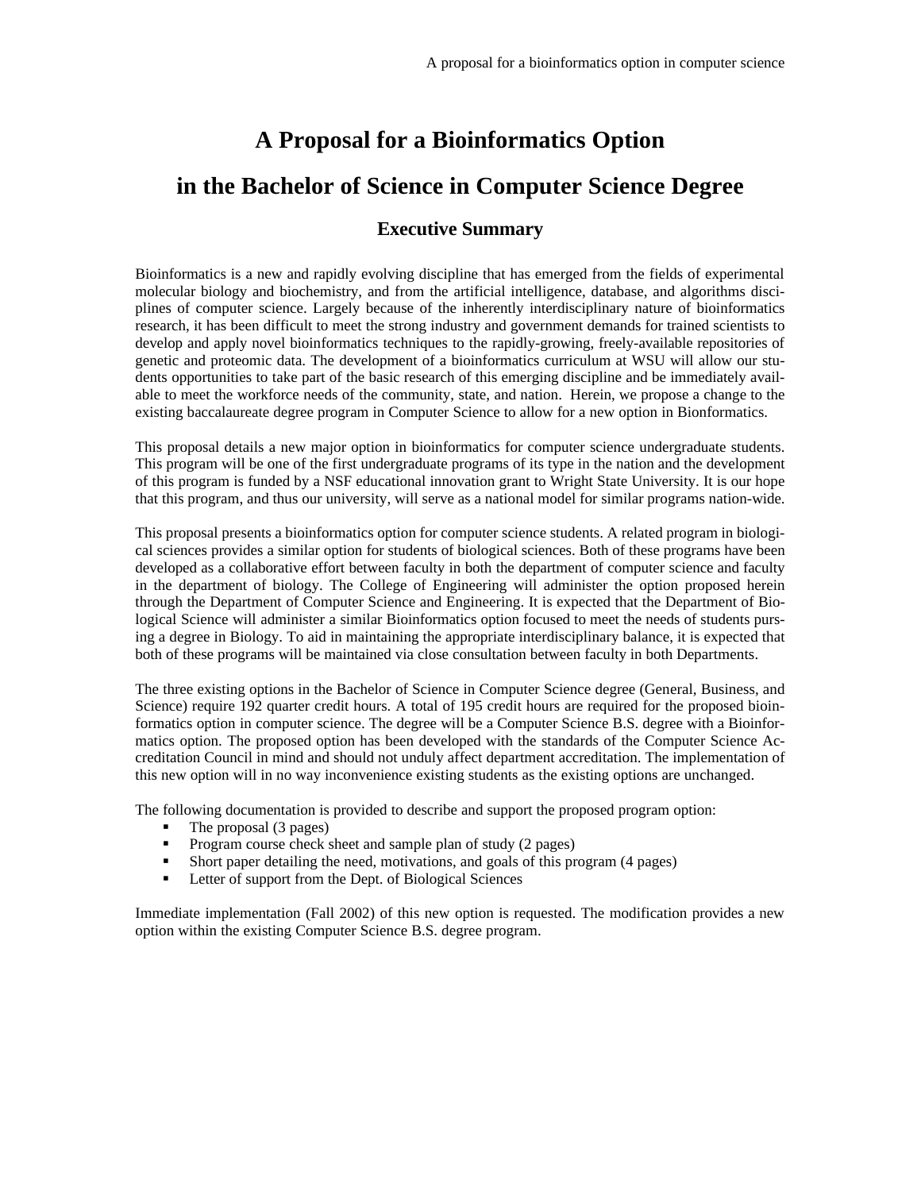# A Proposal for a Bioinformatics Option

# in the Bachelor of Science in Computer Science Degree

### Executive Summary

Bioinformatics is a new and rapidly evolving discipline that has emerged from the fields of experimental molecular biology and biochemistry, and from the artificial intelligence, database, and algorithms disciplines of computer science. Largely because of the inherently interdisciplinary nature of bioinformatics research, it has been difficult to meet the strong industry and government demands for trained scientists to develop and apply novel bioinformatics techniques to the rapidly-growing, freely-available repositories of genetic and proteomic data. The development of a bioinformatics curriculum at WSU will allow our students opportunities to take part of the basic research of this emerging discipline and be immediately available to meet the workforce needs of the community, state, and nation. Herein, we propose a change to the existing baccalaureate degree program in Computer Science to allow for a new option in Bionformatics.

This proposal details a new major option in bioinformatics for computer science undergraduate students. This program will be one of the first undergraduate programs of its type in the nation and the development of this program is funded by a NSF educational innovation grant to Wright State University. It is our hope that this program, and thus our university, will serve as a national model for similar programs nation-wide.

This proposal presents a bioinformatics option for computer science students. A related program in biological sciences provides a similar option for students of biological sciences. Both of these programs have been developed as a collaborative effort between faculty in both the department of computer science and faculty in the department of biology. The College of Engineering will administer the option proposed herein through the Department of Computer Science and Engineering. It is expected that the Department of Biological Science will administer a similar Bioinformatics option focused to meet the needs of students pursing a degree in Biology. To aid in maintaining the appropriate interdisciplinary balance, it is expected that both of these programs will be maintained via close consultation between faculty in both Departments.

The three existing options in the Bachelor of Science in Computer Science degree (General, Business, and Science) require 192 quarter credit hours. A total of 195 credit hours are required for the proposed bioinformatics option in computer science. The degree will be a Computer Science B.S. degree with a Bioinformatics option. The proposed option has been developed with the standards of the Computer Science Accreditation Council in mind and should not unduly affect department accreditation. The implementation of this new option will in no way inconvenience existing students as the existing options are unchanged.

The following documentation is provided to describe and support the proposed program option:

- The proposal (3 pages)
- Program course check sheet and sample plan of study (2 pages)
- Short paper detailing the need, motivations, and goals of this program (4 pages)
- Letter of support from the Dept. of Biological Sciences

Immediate implementation (Fall 2002) of this new option is requested. The modification provides a new option within the existing Computer Science B.S. degree program.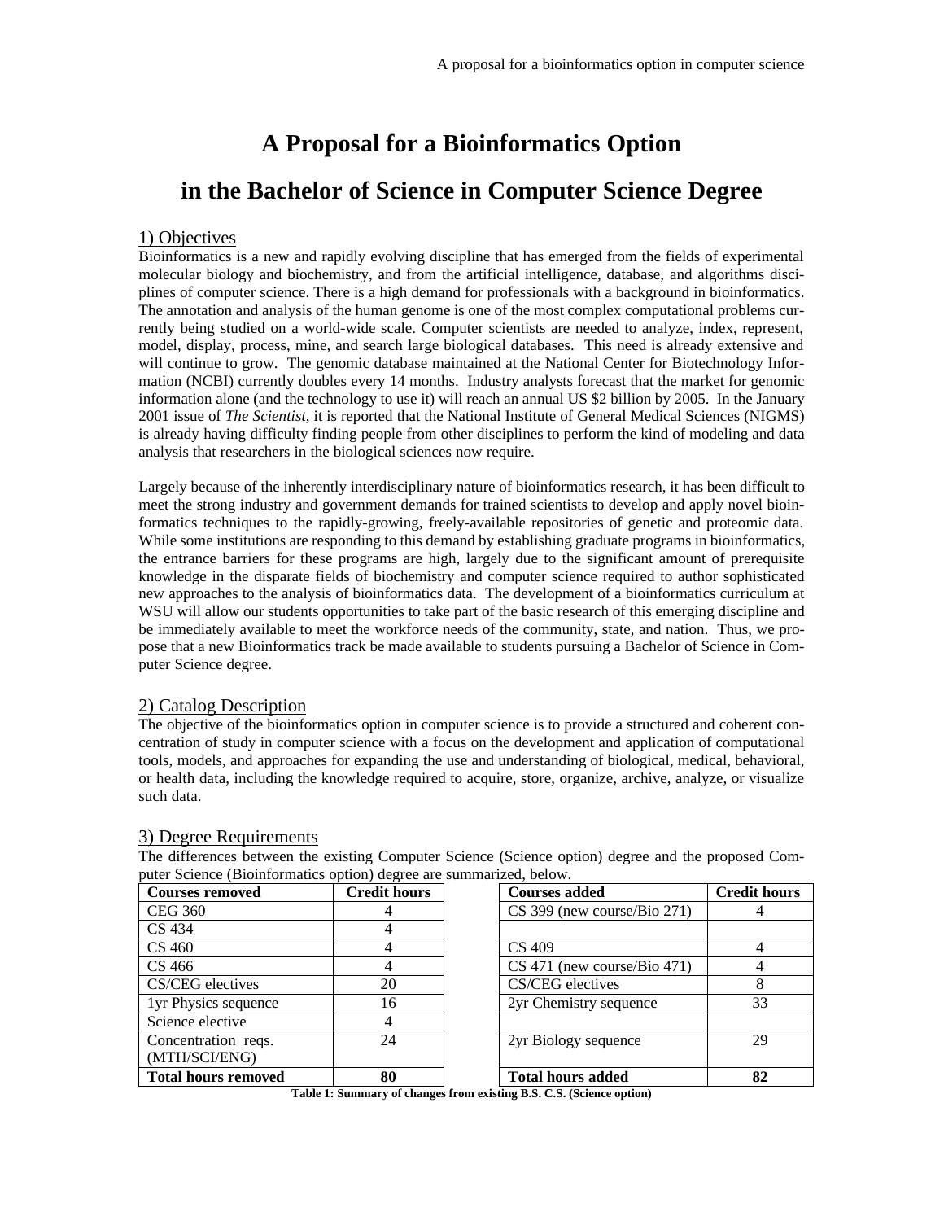# A Proposal for a Bioinformatics Option

# in the Bachelor of Science in Computer Science Degree

## 1) Objectives

Bioinformatics is a new and rapidly evolving discipline that has emerged from the fields of experimental molecular biology and biochemistry, and from the artificial intelligence, database, and algorithms disciplines of computer science. There is a high demand for professionals with a background in bioinformatics. The annotation and analysis of the human genome is one of the most complex computational problems currently being studied on a world-wide scale. Computer scientists are needed to analyze, index, represent, model, display, process, mine, and search large biological databases. This need is already extensive and will continue to grow. The genomic database maintained at the National Center for Biotechnology Information (NCBI) currently doubles every 14 months. Industry analysts forecast that the market for genomic information alone (and the technology to use it) will reach an annual US $2 billion by 2005. In the January 2001 issue of *The Scientist*, it is reported that the National Institute of General Medical Sciences (NIGMS) is already having difficulty finding people from other disciplines to perform the kind of modeling and data analysis that researchers in the biological sciences now require.

Largely because of the inherently interdisciplinary nature of bioinformatics research, it has been difficult to meet the strong industry and government demands for trained scientists to develop and apply novel bioinformatics techniques to the rapidly-growing, freely-available repositories of genetic and proteomic data. While some institutions are responding to this demand by establishing graduate programs in bioinformatics, the entrance barriers for these programs are high, largely due to the significant amount of prerequisite knowledge in the disparate fields of biochemistry and computer science required to author sophisticated new approaches to the analysis of bioinformatics data. The development of a bioinformatics curriculum at WSU will allow our students opportunities to take part of the basic research of this emerging discipline and be immediately available to meet the workforce needs of the community, state, and nation. Thus, we propose that a new Bioinformatics track be made available to students pursuing a Bachelor of Science in Computer Science degree.

## 2) Catalog Description

The objective of the bioinformatics option in computer science is to provide a structured and coherent concentration of study in computer science with a focus on the development and application of computational tools, models, and approaches for expanding the use and understanding of biological, medical, behavioral, or health data, including the knowledge required to acquire, store, organize, archive, analyze, or visualize such data.

## 3) Degree Requirements

The differences between the existing Computer Science (Science option) degree and the proposed Computer Science (Bioinformatics option) degree are summarized, below.

| **Courses removed** | **Credit hours** | **Courses added** | **Credit hours** |
|---|---|---|---|
| CEG 360 | 4 | CS 399 (new course/Bio 271) | 4 |
| CS 434 | 4 | | |
| CS 460 | 4 | CS 409 | 4 |
| CS 466 | 4 | CS 471 (new course/Bio 471) | 4 |
| CS/CEG electives | 20 | CS/CEG electives | 8 |
| 1yr Physics sequence | 16 | 2yr Chemistry sequence | 33 |
| Science elective | 4 | | |
| Concentration reqs. (MTH/SCI/ENG) | 24 | 2yr Biology sequence | 29 |
| **Total hours removed** | **80** | **Total hours added** | **82** |

**Table 1: Summary of changes from existing B.S. C.S. (Science option)**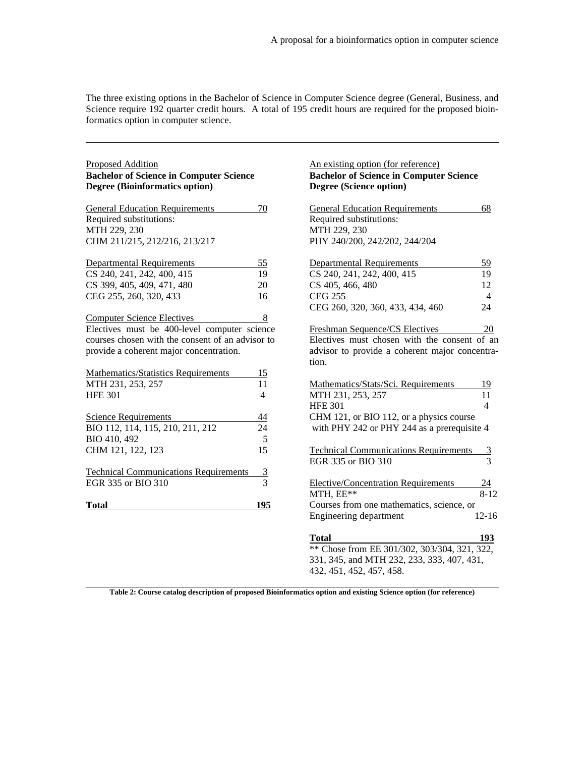The three existing options in the Bachelor of Science in Computer Science degree (General, Business, and Science require 192 quarter credit hours. A total of 195 credit hours are required for the proposed bioinformatics option in computer science.

---

Proposed Addition
**Bachelor of Science in Computer Science Degree (Bioinformatics option)**

| General Education Requirements | 70 |
|---|---|
| Required substitutions: | |
| MTH 229, 230 | |
| CHM 211/215, 212/216, 213/217 | |
| **Departmental Requirements** | **55** |
| CS 240, 241, 242, 400, 415 | 19 |
| CS 399, 405, 409, 471, 480 | 20 |
| CEG 255, 260, 320, 433 | 16 |
| **Computer Science Electives** | **8** |
| Electives must be 400-level computer science courses chosen with the consent of an advisor to provide a coherent major concentration. | |
| **Mathematics/Statistics Requirements** | **15** |
| MTH 231, 253, 257 | 11 |
| HFE 301 | 4 |
| **Science Requirements** | **44** |
| BIO 112, 114, 115, 210, 211, 212 | 24 |
| BIO 410, 492 | 5 |
| CHM 121, 122, 123 | 15 |
| **Technical Communications Requirements** | **3** |
| EGR 335 or BIO 310 | 3 |
| **Total** | **195** |

An existing option (for reference)
**Bachelor of Science in Computer Science Degree (Science option)**

| General Education Requirements | 68 |
|---|---|
| Required substitutions: | |
| MTH 229, 230 | |
| PHY 240/200, 242/202, 244/204 | |
| **Departmental Requirements** | **59** |
| CS 240, 241, 242, 400, 415 | 19 |
| CS 405, 466, 480 | 12 |
| CEG 255 | 4 |
| CEG 260, 320, 360, 433, 434, 460 | 24 |
| **Freshman Sequence/CS Electives** | **20** |
| Electives must chosen with the consent of an advisor to provide a coherent major concentration. | |
| **Mathematics/Stats/Sci. Requirements** | **19** |
| MTH 231, 253, 257 | 11 |
| HFE 301 | 4 |
| CHM 121, or BIO 112, or a physics course with PHY 242 or PHY 244 as a prerequisite | 4 |
| **Technical Communications Requirements** | **3** |
| EGR 335 or BIO 310 | 3 |
| **Elective/Concentration Requirements** | **24** |
| MTH, EE** | 8-12 |
| Courses from one mathematics, science, or Engineering department | 12-16 |
| **Total** | **193** |

** Chose from EE 301/302, 303/304, 321, 322, 331, 345, and MTH 232, 233, 333, 407, 431, 432, 451, 452, 457, 458.

**Table 2: Course catalog description of proposed Bioinformatics option and existing Science option (for reference)**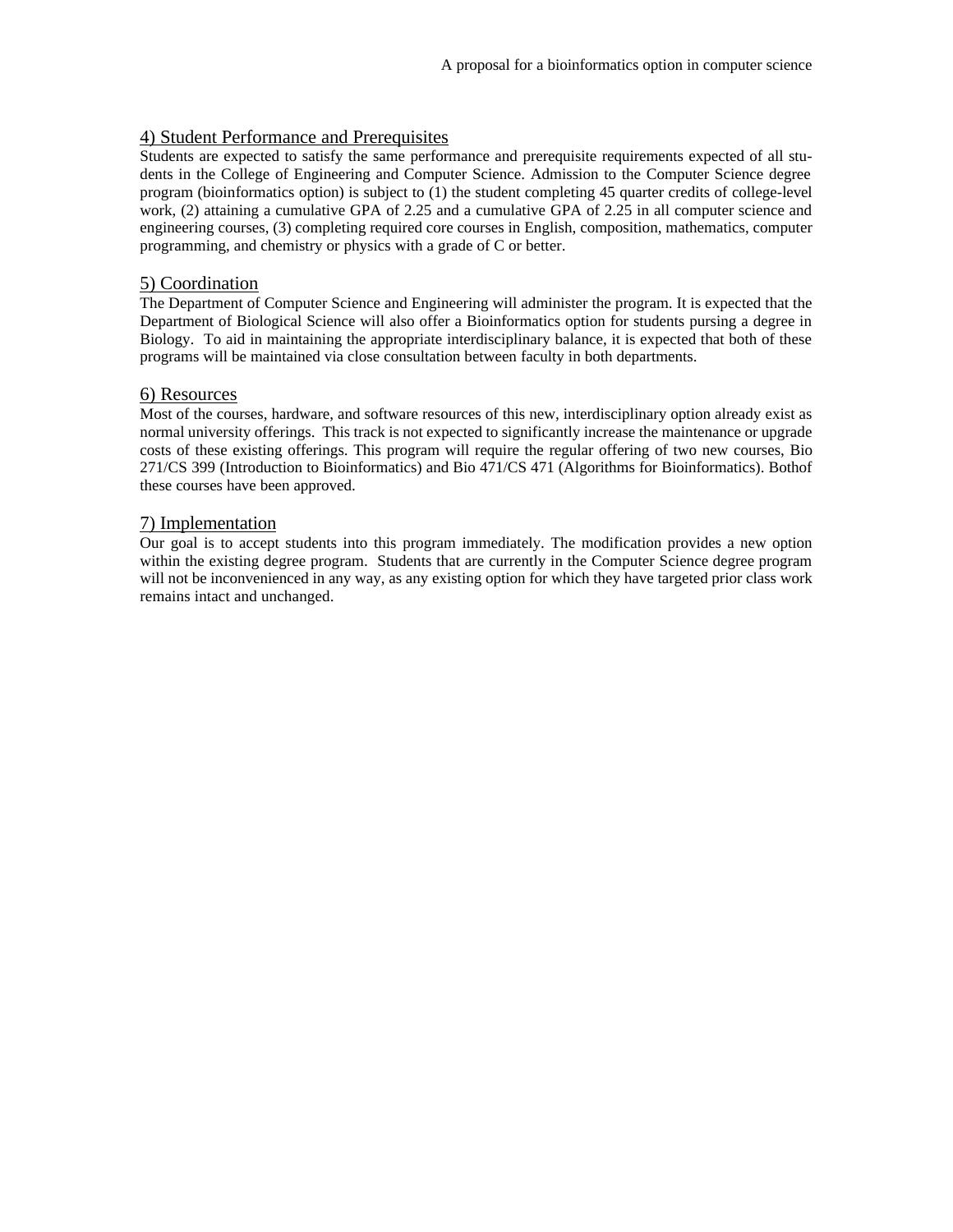## 4) Student Performance and Prerequisites

Students are expected to satisfy the same performance and prerequisite requirements expected of all students in the College of Engineering and Computer Science. Admission to the Computer Science degree program (bioinformatics option) is subject to (1) the student completing 45 quarter credits of college-level work, (2) attaining a cumulative GPA of 2.25 and a cumulative GPA of 2.25 in all computer science and engineering courses, (3) completing required core courses in English, composition, mathematics, computer programming, and chemistry or physics with a grade of C or better.

## 5) Coordination

The Department of Computer Science and Engineering will administer the program. It is expected that the Department of Biological Science will also offer a Bioinformatics option for students pursing a degree in Biology. To aid in maintaining the appropriate interdisciplinary balance, it is expected that both of these programs will be maintained via close consultation between faculty in both departments.

## 6) Resources

Most of the courses, hardware, and software resources of this new, interdisciplinary option already exist as normal university offerings. This track is not expected to significantly increase the maintenance or upgrade costs of these existing offerings. This program will require the regular offering of two new courses, Bio 271/CS 399 (Introduction to Bioinformatics) and Bio 471/CS 471 (Algorithms for Bioinformatics). Bothof these courses have been approved.

## 7) Implementation

Our goal is to accept students into this program immediately. The modification provides a new option within the existing degree program. Students that are currently in the Computer Science degree program will not be inconvenienced in any way, as any existing option for which they have targeted prior class work remains intact and unchanged.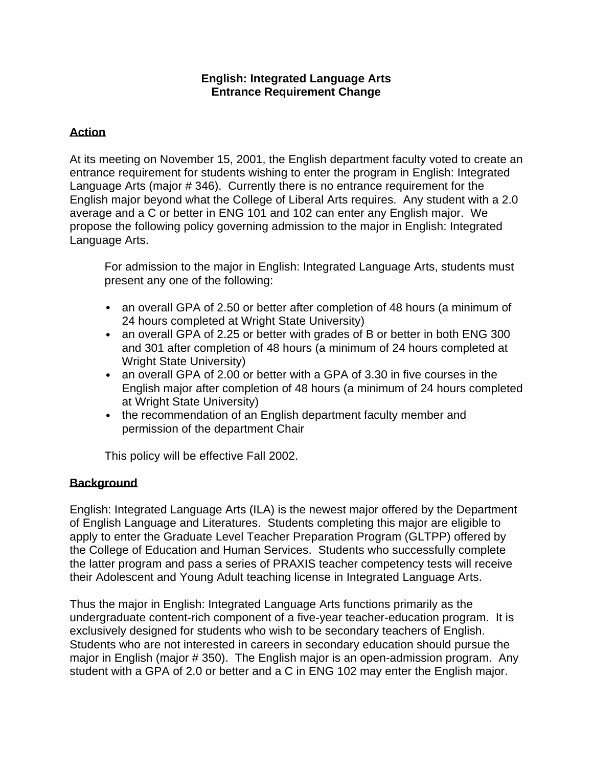# English: Integrated Language Arts
# Entrance Requirement Change

## Action

At its meeting on November 15, 2001, the English department faculty voted to create an entrance requirement for students wishing to enter the program in English: Integrated Language Arts (major # 346). Currently there is no entrance requirement for the English major beyond what the College of Liberal Arts requires. Any student with a 2.0 average and a C or better in ENG 101 and 102 can enter any English major. We propose the following policy governing admission to the major in English: Integrated Language Arts.

> For admission to the major in English: Integrated Language Arts, students must present any one of the following:
>
> - an overall GPA of 2.50 or better after completion of 48 hours (a minimum of 24 hours completed at Wright State University)
> - an overall GPA of 2.25 or better with grades of B or better in both ENG 300 and 301 after completion of 48 hours (a minimum of 24 hours completed at Wright State University)
> - an overall GPA of 2.00 or better with a GPA of 3.30 in five courses in the English major after completion of 48 hours (a minimum of 24 hours completed at Wright State University)
> - the recommendation of an English department faculty member and permission of the department Chair
>
> This policy will be effective Fall 2002.

## Background

English: Integrated Language Arts (ILA) is the newest major offered by the Department of English Language and Literatures. Students completing this major are eligible to apply to enter the Graduate Level Teacher Preparation Program (GLTPP) offered by the College of Education and Human Services. Students who successfully complete the latter program and pass a series of PRAXIS teacher competency tests will receive their Adolescent and Young Adult teaching license in Integrated Language Arts.

Thus the major in English: Integrated Language Arts functions primarily as the undergraduate content-rich component of a five-year teacher-education program. It is exclusively designed for students who wish to be secondary teachers of English. Students who are not interested in careers in secondary education should pursue the major in English (major # 350). The English major is an open-admission program. Any student with a GPA of 2.0 or better and a C in ENG 102 may enter the English major.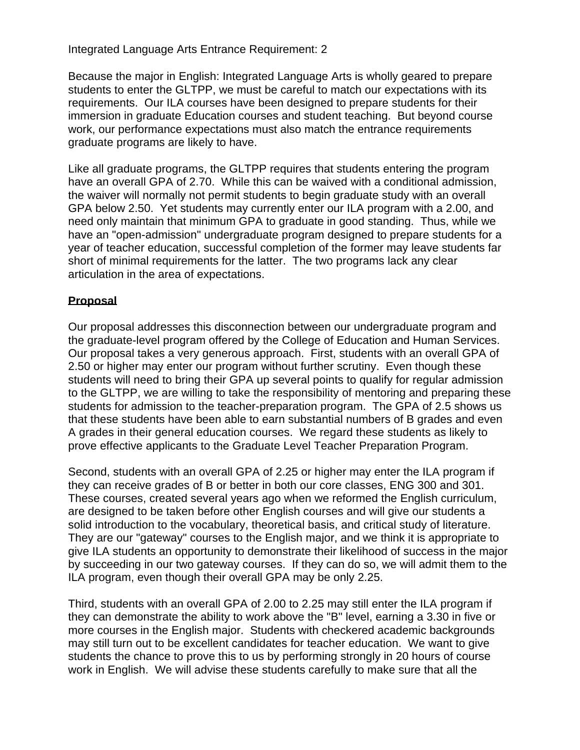Integrated Language Arts Entrance Requirement: 2

Because the major in English: Integrated Language Arts is wholly geared to prepare students to enter the GLTPP, we must be careful to match our expectations with its requirements. Our ILA courses have been designed to prepare students for their immersion in graduate Education courses and student teaching. But beyond course work, our performance expectations must also match the entrance requirements graduate programs are likely to have.

Like all graduate programs, the GLTPP requires that students entering the program have an overall GPA of 2.70. While this can be waived with a conditional admission, the waiver will normally not permit students to begin graduate study with an overall GPA below 2.50. Yet students may currently enter our ILA program with a 2.00, and need only maintain that minimum GPA to graduate in good standing. Thus, while we have an "open-admission" undergraduate program designed to prepare students for a year of teacher education, successful completion of the former may leave students far short of minimal requirements for the latter. The two programs lack any clear articulation in the area of expectations.

**Proposal**

Our proposal addresses this disconnection between our undergraduate program and the graduate-level program offered by the College of Education and Human Services. Our proposal takes a very generous approach. First, students with an overall GPA of 2.50 or higher may enter our program without further scrutiny. Even though these students will need to bring their GPA up several points to qualify for regular admission to the GLTPP, we are willing to take the responsibility of mentoring and preparing these students for admission to the teacher-preparation program. The GPA of 2.5 shows us that these students have been able to earn substantial numbers of B grades and even A grades in their general education courses. We regard these students as likely to prove effective applicants to the Graduate Level Teacher Preparation Program.

Second, students with an overall GPA of 2.25 or higher may enter the ILA program if they can receive grades of B or better in both our core classes, ENG 300 and 301. These courses, created several years ago when we reformed the English curriculum, are designed to be taken before other English courses and will give our students a solid introduction to the vocabulary, theoretical basis, and critical study of literature. They are our "gateway" courses to the English major, and we think it is appropriate to give ILA students an opportunity to demonstrate their likelihood of success in the major by succeeding in our two gateway courses. If they can do so, we will admit them to the ILA program, even though their overall GPA may be only 2.25.

Third, students with an overall GPA of 2.00 to 2.25 may still enter the ILA program if they can demonstrate the ability to work above the "B" level, earning a 3.30 in five or more courses in the English major. Students with checkered academic backgrounds may still turn out to be excellent candidates for teacher education. We want to give students the chance to prove this to us by performing strongly in 20 hours of course work in English. We will advise these students carefully to make sure that all the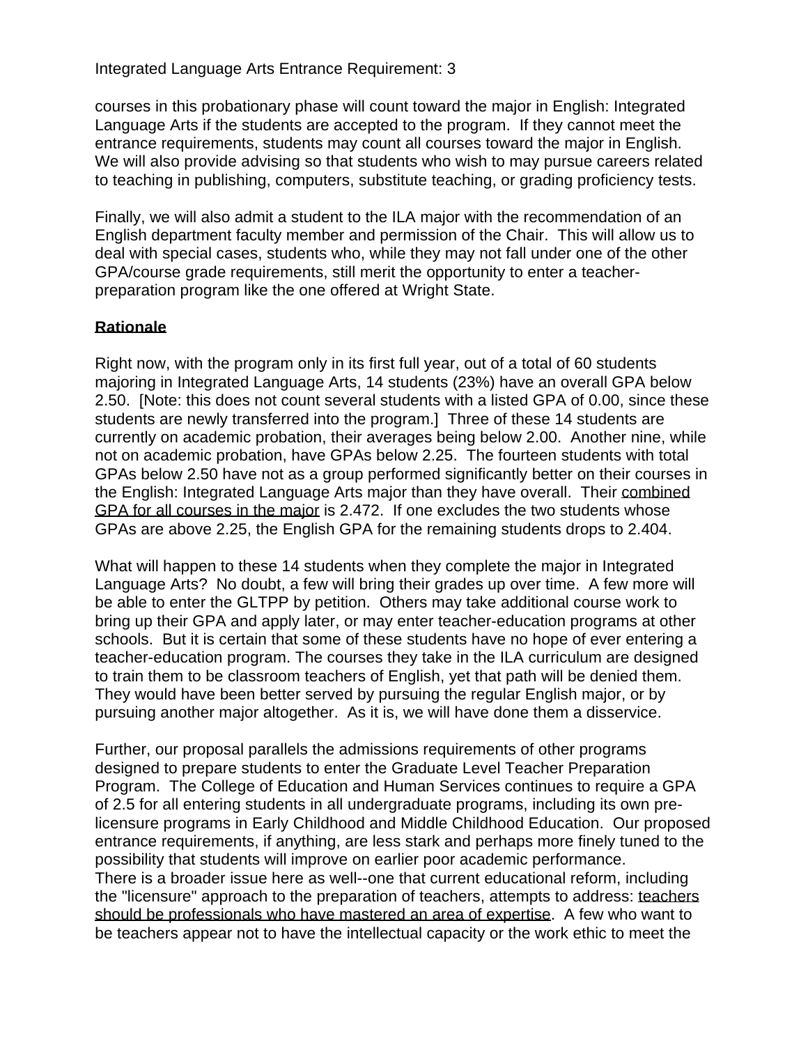courses in this probationary phase will count toward the major in English: Integrated Language Arts if the students are accepted to the program. If they cannot meet the entrance requirements, students may count all courses toward the major in English. We will also provide advising so that students who wish to may pursue careers related to teaching in publishing, computers, substitute teaching, or grading proficiency tests.

Finally, we will also admit a student to the ILA major with the recommendation of an English department faculty member and permission of the Chair. This will allow us to deal with special cases, students who, while they may not fall under one of the other GPA/course grade requirements, still merit the opportunity to enter a teacher-preparation program like the one offered at Wright State.

**Rationale**

Right now, with the program only in its first full year, out of a total of 60 students majoring in Integrated Language Arts, 14 students (23%) have an overall GPA below 2.50. [Note: this does not count several students with a listed GPA of 0.00, since these students are newly transferred into the program.] Three of these 14 students are currently on academic probation, their averages being below 2.00. Another nine, while not on academic probation, have GPAs below 2.25. The fourteen students with total GPAs below 2.50 have not as a group performed significantly better on their courses in the English: Integrated Language Arts major than they have overall. Their combined GPA for all courses in the major is 2.472. If one excludes the two students whose GPAs are above 2.25, the English GPA for the remaining students drops to 2.404.

What will happen to these 14 students when they complete the major in Integrated Language Arts? No doubt, a few will bring their grades up over time. A few more will be able to enter the GLTPP by petition. Others may take additional course work to bring up their GPA and apply later, or may enter teacher-education programs at other schools. But it is certain that some of these students have no hope of ever entering a teacher-education program. The courses they take in the ILA curriculum are designed to train them to be classroom teachers of English, yet that path will be denied them. They would have been better served by pursuing the regular English major, or by pursuing another major altogether. As it is, we will have done them a disservice.

Further, our proposal parallels the admissions requirements of other programs designed to prepare students to enter the Graduate Level Teacher Preparation Program. The College of Education and Human Services continues to require a GPA of 2.5 for all entering students in all undergraduate programs, including its own pre-licensure programs in Early Childhood and Middle Childhood Education. Our proposed entrance requirements, if anything, are less stark and perhaps more finely tuned to the possibility that students will improve on earlier poor academic performance.
There is a broader issue here as well--one that current educational reform, including the "licensure" approach to the preparation of teachers, attempts to address: teachers should be professionals who have mastered an area of expertise. A few who want to be teachers appear not to have the intellectual capacity or the work ethic to meet the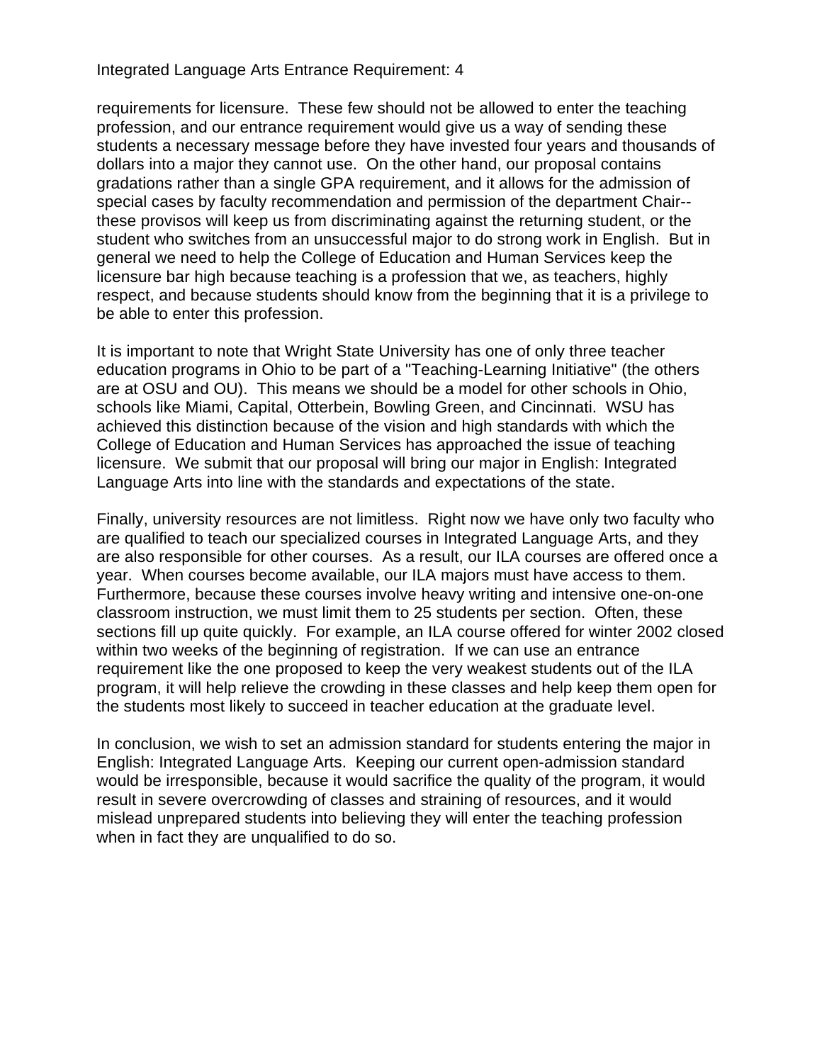requirements for licensure. These few should not be allowed to enter the teaching profession, and our entrance requirement would give us a way of sending these students a necessary message before they have invested four years and thousands of dollars into a major they cannot use. On the other hand, our proposal contains gradations rather than a single GPA requirement, and it allows for the admission of special cases by faculty recommendation and permission of the department Chair--these provisos will keep us from discriminating against the returning student, or the student who switches from an unsuccessful major to do strong work in English. But in general we need to help the College of Education and Human Services keep the licensure bar high because teaching is a profession that we, as teachers, highly respect, and because students should know from the beginning that it is a privilege to be able to enter this profession.

It is important to note that Wright State University has one of only three teacher education programs in Ohio to be part of a "Teaching-Learning Initiative" (the others are at OSU and OU). This means we should be a model for other schools in Ohio, schools like Miami, Capital, Otterbein, Bowling Green, and Cincinnati. WSU has achieved this distinction because of the vision and high standards with which the College of Education and Human Services has approached the issue of teaching licensure. We submit that our proposal will bring our major in English: Integrated Language Arts into line with the standards and expectations of the state.

Finally, university resources are not limitless. Right now we have only two faculty who are qualified to teach our specialized courses in Integrated Language Arts, and they are also responsible for other courses. As a result, our ILA courses are offered once a year. When courses become available, our ILA majors must have access to them. Furthermore, because these courses involve heavy writing and intensive one-on-one classroom instruction, we must limit them to 25 students per section. Often, these sections fill up quite quickly. For example, an ILA course offered for winter 2002 closed within two weeks of the beginning of registration. If we can use an entrance requirement like the one proposed to keep the very weakest students out of the ILA program, it will help relieve the crowding in these classes and help keep them open for the students most likely to succeed in teacher education at the graduate level.

In conclusion, we wish to set an admission standard for students entering the major in English: Integrated Language Arts. Keeping our current open-admission standard would be irresponsible, because it would sacrifice the quality of the program, it would result in severe overcrowding of classes and straining of resources, and it would mislead unprepared students into believing they will enter the teaching profession when in fact they are unqualified to do so.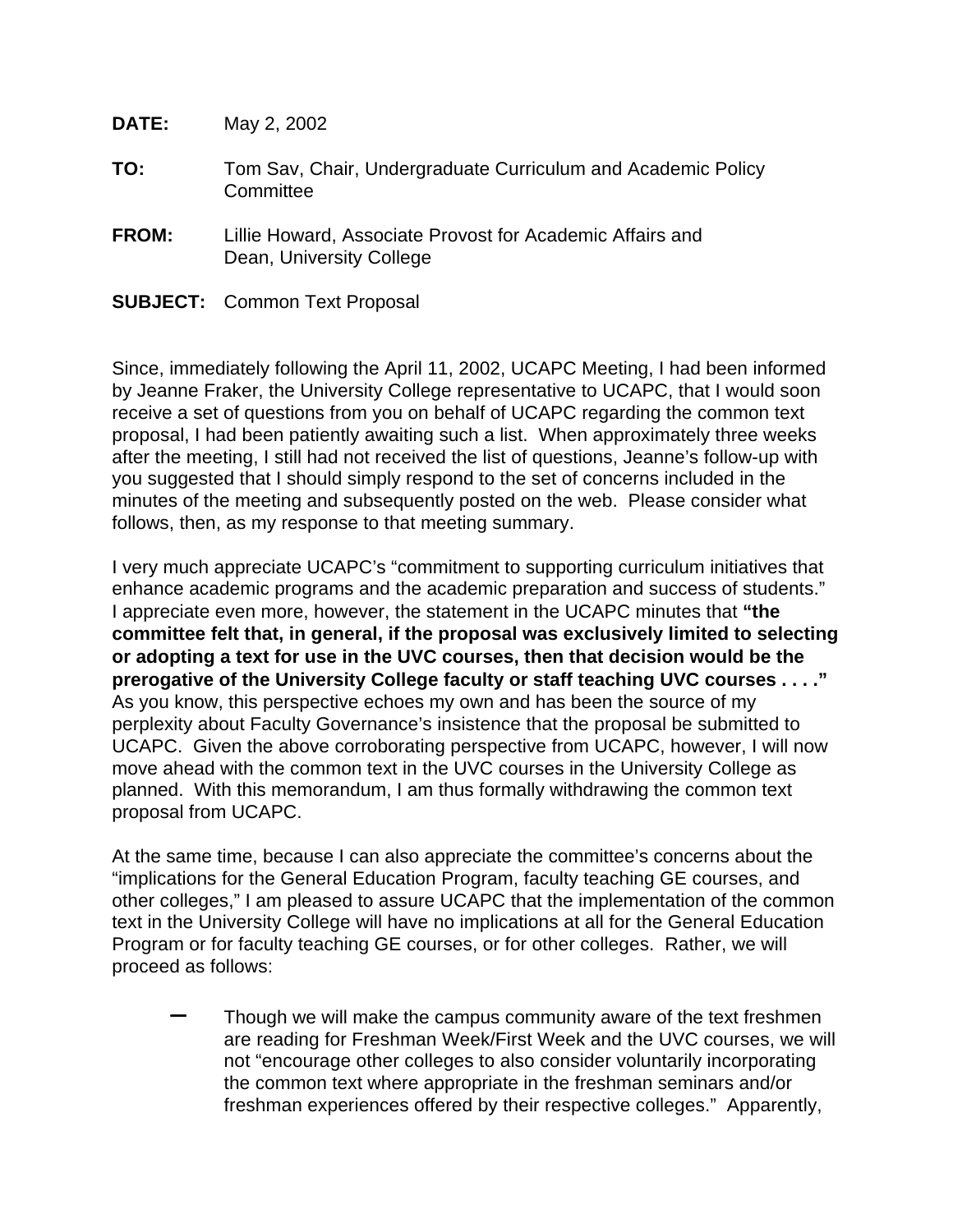**DATE:** May 2, 2002

**TO:** Tom Sav, Chair, Undergraduate Curriculum and Academic Policy Committee

**FROM:** Lillie Howard, Associate Provost for Academic Affairs and Dean, University College

**SUBJECT:** Common Text Proposal

Since, immediately following the April 11, 2002, UCAPC Meeting, I had been informed by Jeanne Fraker, the University College representative to UCAPC, that I would soon receive a set of questions from you on behalf of UCAPC regarding the common text proposal, I had been patiently awaiting such a list. When approximately three weeks after the meeting, I still had not received the list of questions, Jeanne's follow-up with you suggested that I should simply respond to the set of concerns included in the minutes of the meeting and subsequently posted on the web. Please consider what follows, then, as my response to that meeting summary.

I very much appreciate UCAPC's "commitment to supporting curriculum initiatives that enhance academic programs and the academic preparation and success of students." I appreciate even more, however, the statement in the UCAPC minutes that **"the committee felt that, in general, if the proposal was exclusively limited to selecting or adopting a text for use in the UVC courses, then that decision would be the prerogative of the University College faculty or staff teaching UVC courses . . . ."** As you know, this perspective echoes my own and has been the source of my perplexity about Faculty Governance's insistence that the proposal be submitted to UCAPC. Given the above corroborating perspective from UCAPC, however, I will now move ahead with the common text in the UVC courses in the University College as planned. With this memorandum, I am thus formally withdrawing the common text proposal from UCAPC.

At the same time, because I can also appreciate the committee's concerns about the "implications for the General Education Program, faculty teaching GE courses, and other colleges," I am pleased to assure UCAPC that the implementation of the common text in the University College will have no implications at all for the General Education Program or for faculty teaching GE courses, or for other colleges. Rather, we will proceed as follows:

- Though we will make the campus community aware of the text freshmen are reading for Freshman Week/First Week and the UVC courses, we will not "encourage other colleges to also consider voluntarily incorporating the common text where appropriate in the freshman seminars and/or freshman experiences offered by their respective colleges." Apparently,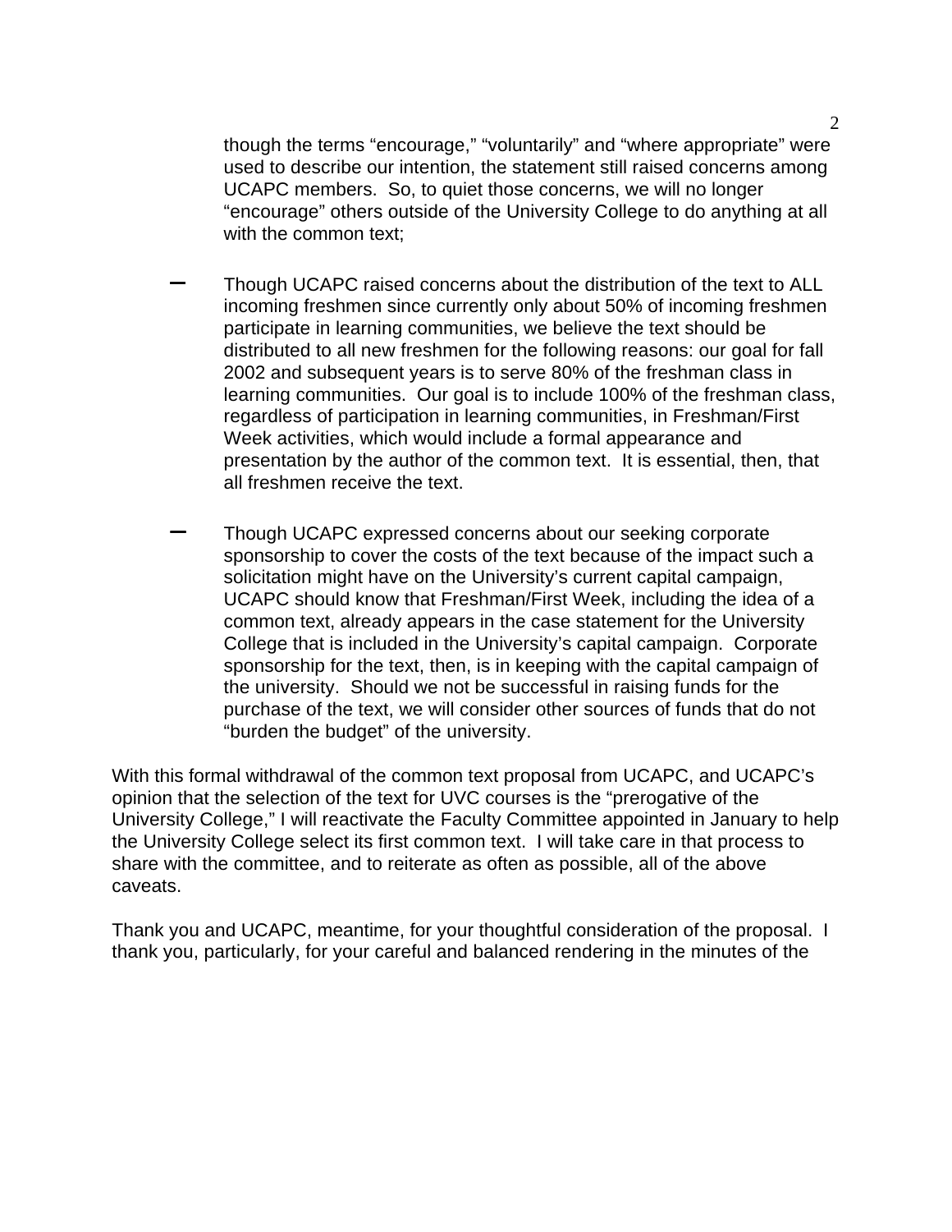though the terms “encourage,” “voluntarily” and “where appropriate” were used to describe our intention, the statement still raised concerns among UCAPC members. So, to quiet those concerns, we will no longer “encourage” others outside of the University College to do anything at all with the common text;

- Though UCAPC raised concerns about the distribution of the text to ALL incoming freshmen since currently only about 50% of incoming freshmen participate in learning communities, we believe the text should be distributed to all new freshmen for the following reasons: our goal for fall 2002 and subsequent years is to serve 80% of the freshman class in learning communities. Our goal is to include 100% of the freshman class, regardless of participation in learning communities, in Freshman/First Week activities, which would include a formal appearance and presentation by the author of the common text. It is essential, then, that all freshmen receive the text.

- Though UCAPC expressed concerns about our seeking corporate sponsorship to cover the costs of the text because of the impact such a solicitation might have on the University’s current capital campaign, UCAPC should know that Freshman/First Week, including the idea of a common text, already appears in the case statement for the University College that is included in the University’s capital campaign. Corporate sponsorship for the text, then, is in keeping with the capital campaign of the university. Should we not be successful in raising funds for the purchase of the text, we will consider other sources of funds that do not “burden the budget” of the university.

With this formal withdrawal of the common text proposal from UCAPC, and UCAPC’s opinion that the selection of the text for UVC courses is the “prerogative of the University College,” I will reactivate the Faculty Committee appointed in January to help the University College select its first common text. I will take care in that process to share with the committee, and to reiterate as often as possible, all of the above caveats.

Thank you and UCAPC, meantime, for your thoughtful consideration of the proposal. I thank you, particularly, for your careful and balanced rendering in the minutes of the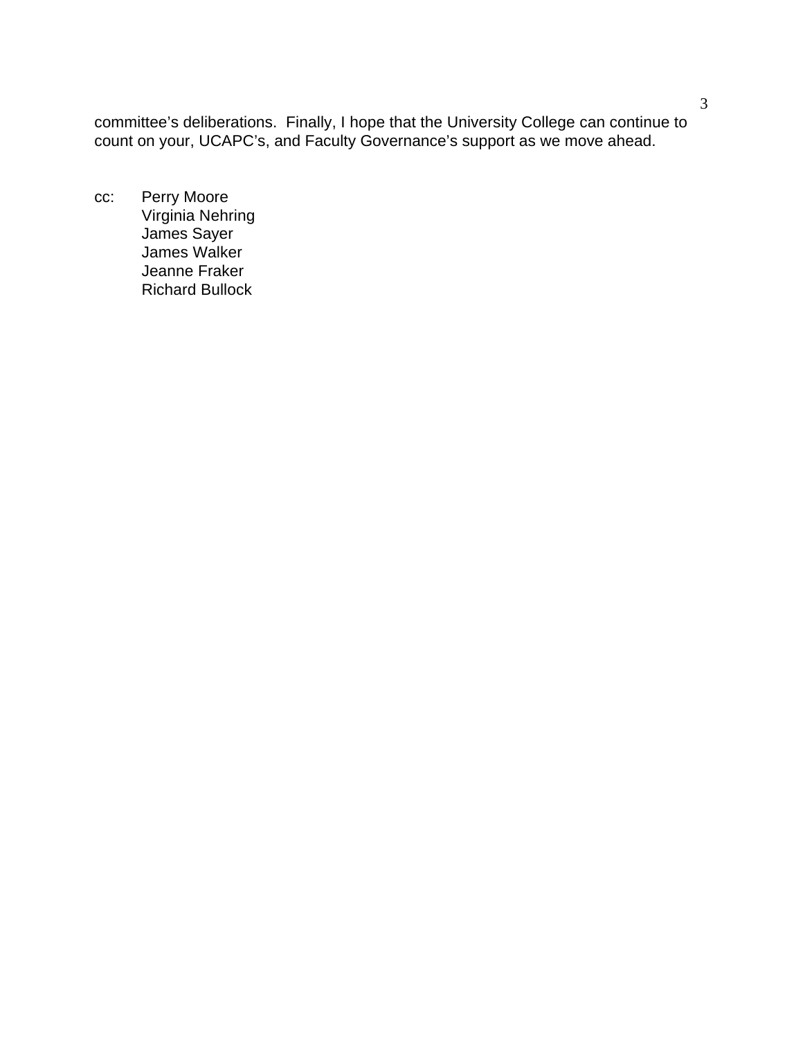committee's deliberations. Finally, I hope that the University College can continue to count on your, UCAPC's, and Faculty Governance's support as we move ahead.

cc: Perry Moore
Virginia Nehring
James Sayer
James Walker
Jeanne Fraker
Richard Bullock